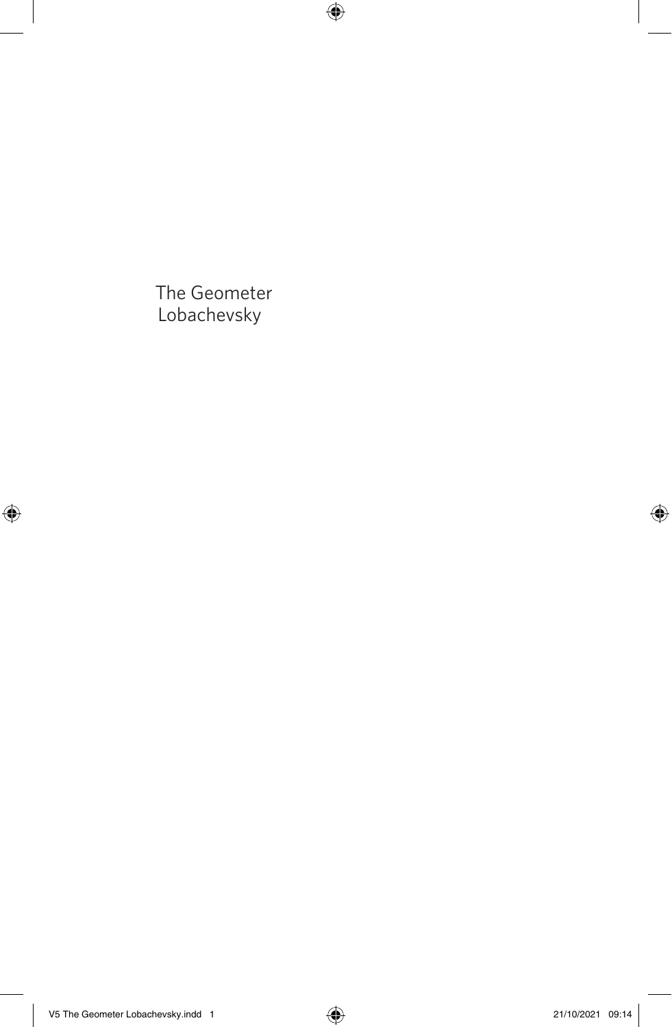The Geometer
Lobachevsky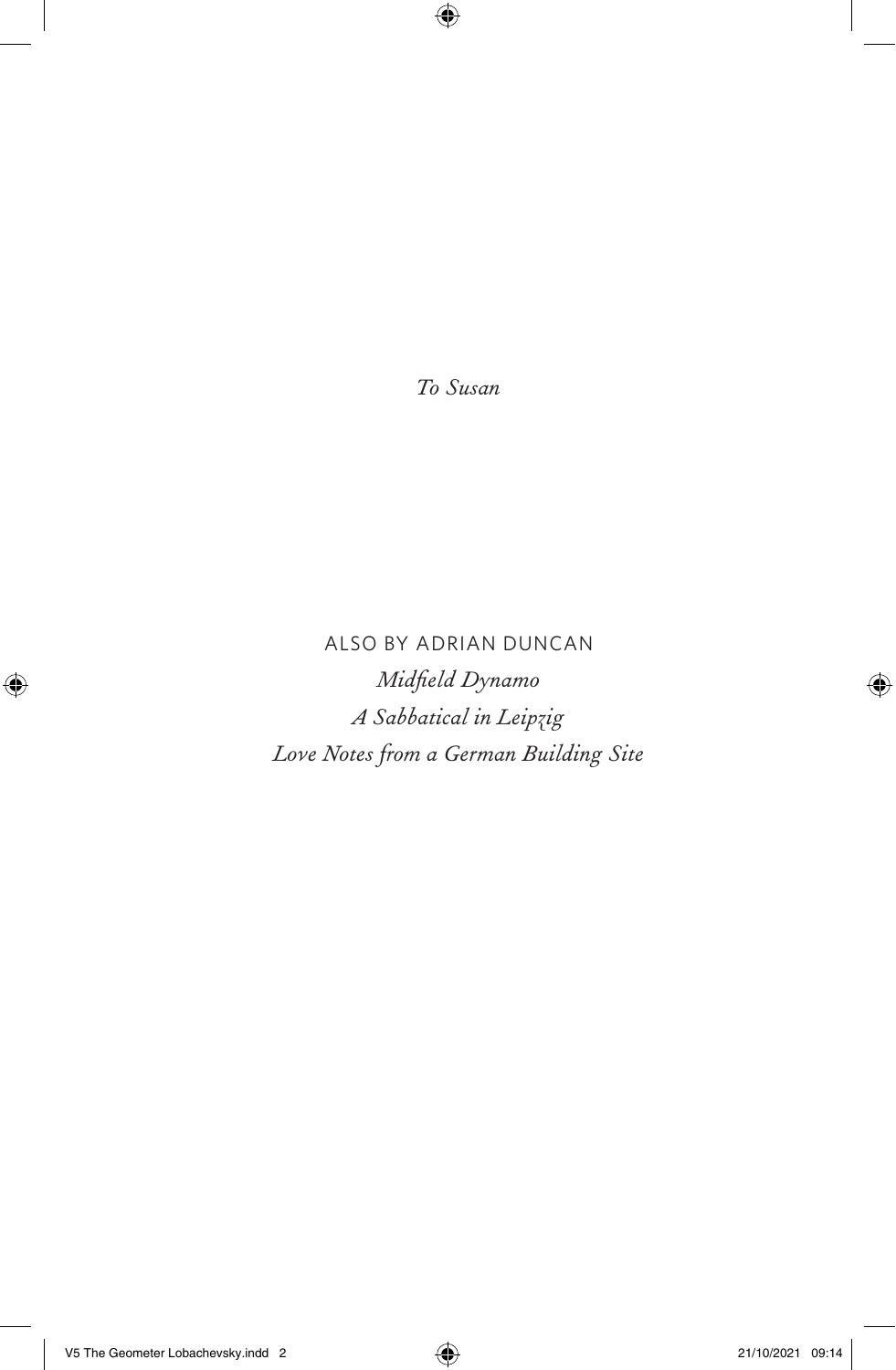*To Susan*

ALSO BY ADRIAN DUNCAN

*Midfield Dynamo*

*A Sabbatical in Leipzig*

*Love Notes from a German Building Site*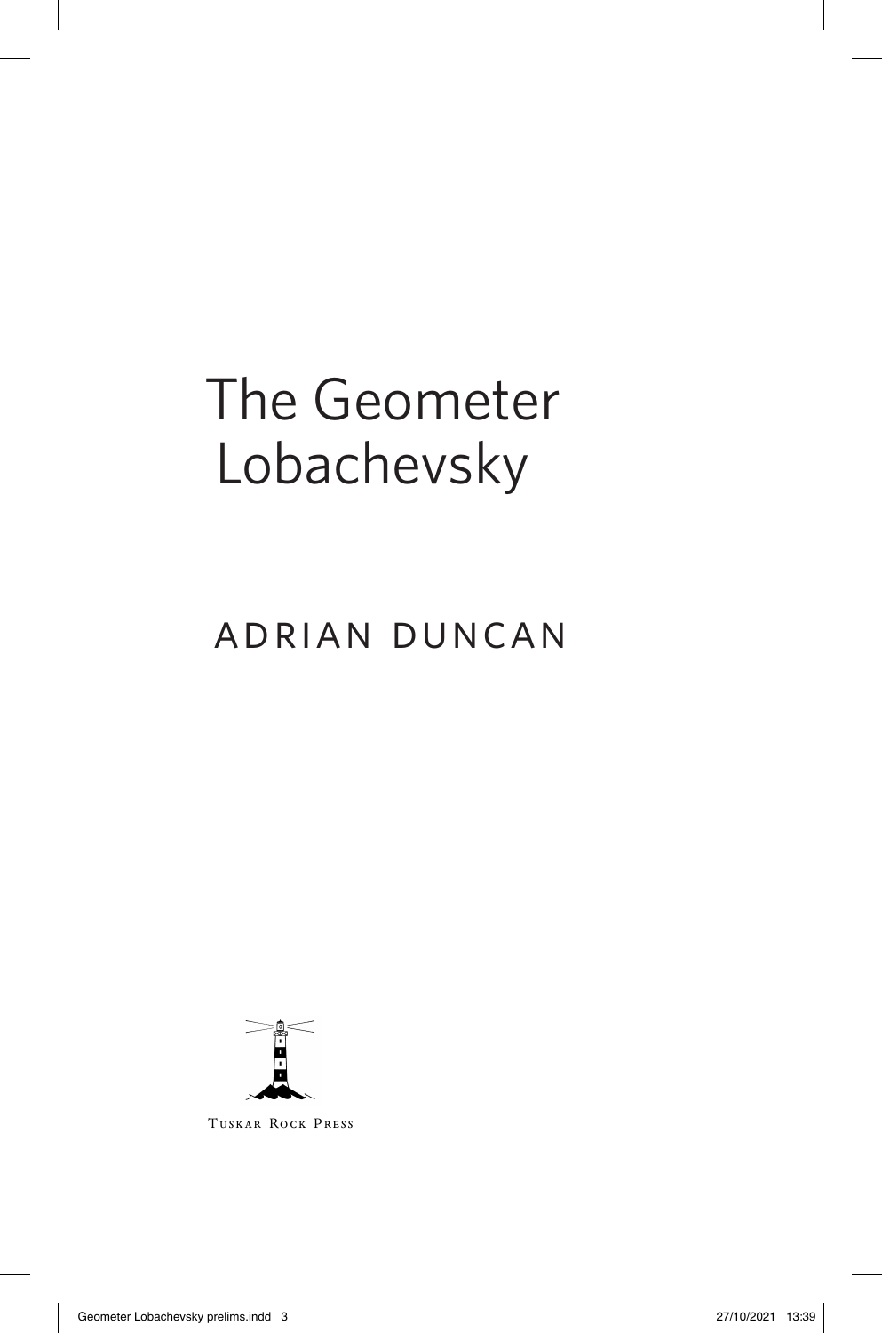# The Geometer Lobachevsky

ADRIAN DUNCAN

Tuskar Rock Press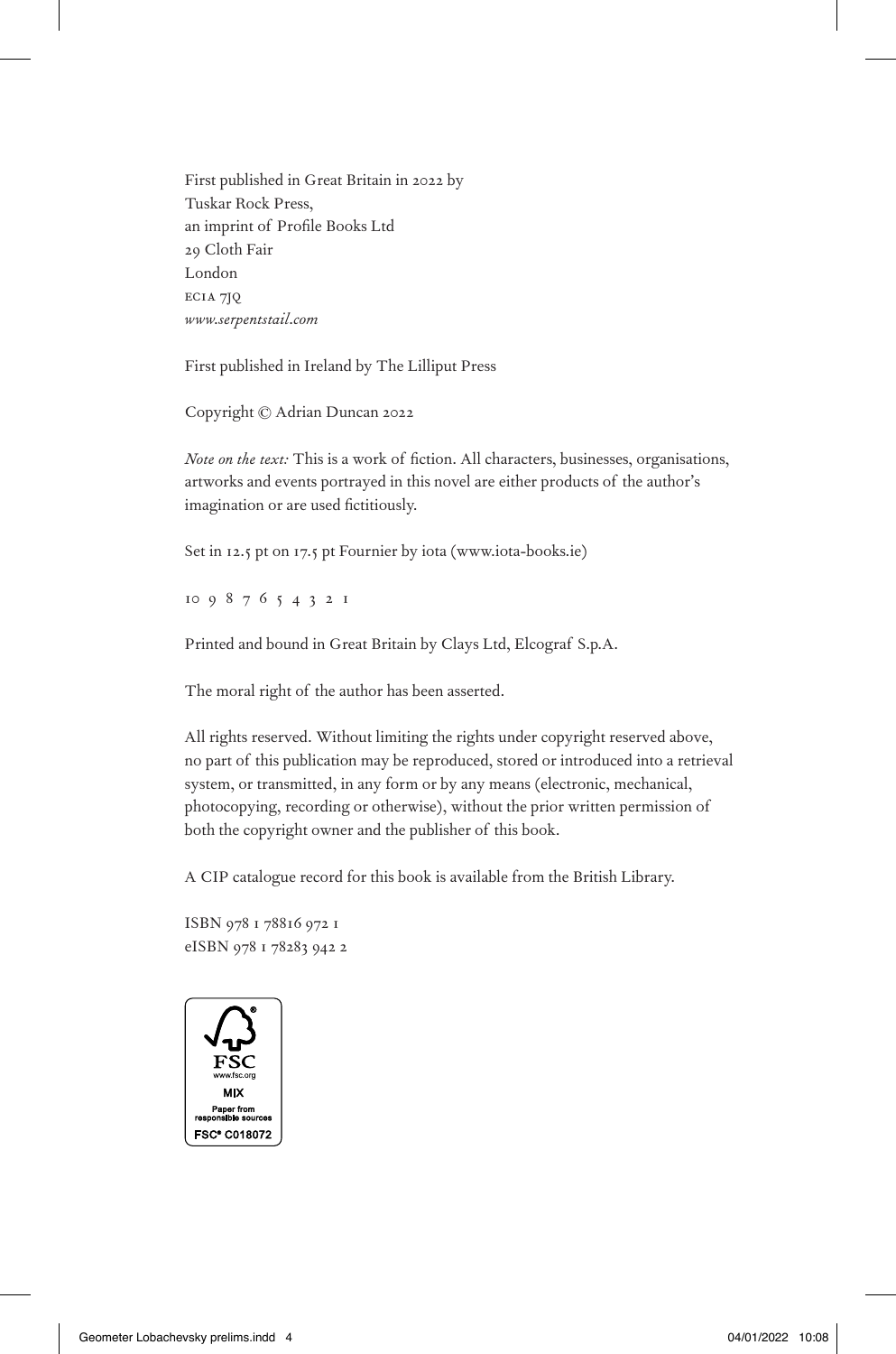First published in Great Britain in 2022 by
Tuskar Rock Press,
an imprint of Profile Books Ltd
29 Cloth Fair
London
EC1A 7JQ
*www.serpentstail.com*

First published in Ireland by The Lilliput Press

Copyright © Adrian Duncan 2022

*Note on the text:* This is a work of fiction. All characters, businesses, organisations, artworks and events portrayed in this novel are either products of the author's imagination or are used fictitiously.

Set in 12.5 pt on 17.5 pt Fournier by iota (www.iota-books.ie)

10 9 8 7 6 5 4 3 2 1

Printed and bound in Great Britain by Clays Ltd, Elcograf S.p.A.

The moral right of the author has been asserted.

All rights reserved. Without limiting the rights under copyright reserved above, no part of this publication may be reproduced, stored or introduced into a retrieval system, or transmitted, in any form or by any means (electronic, mechanical, photocopying, recording or otherwise), without the prior written permission of both the copyright owner and the publisher of this book.

A CIP catalogue record for this book is available from the British Library.

ISBN 978 1 78816 972 1
eISBN 978 1 78283 942 2

FSC
www.fsc.org
MIX
Paper from responsible sources
FSC® C018072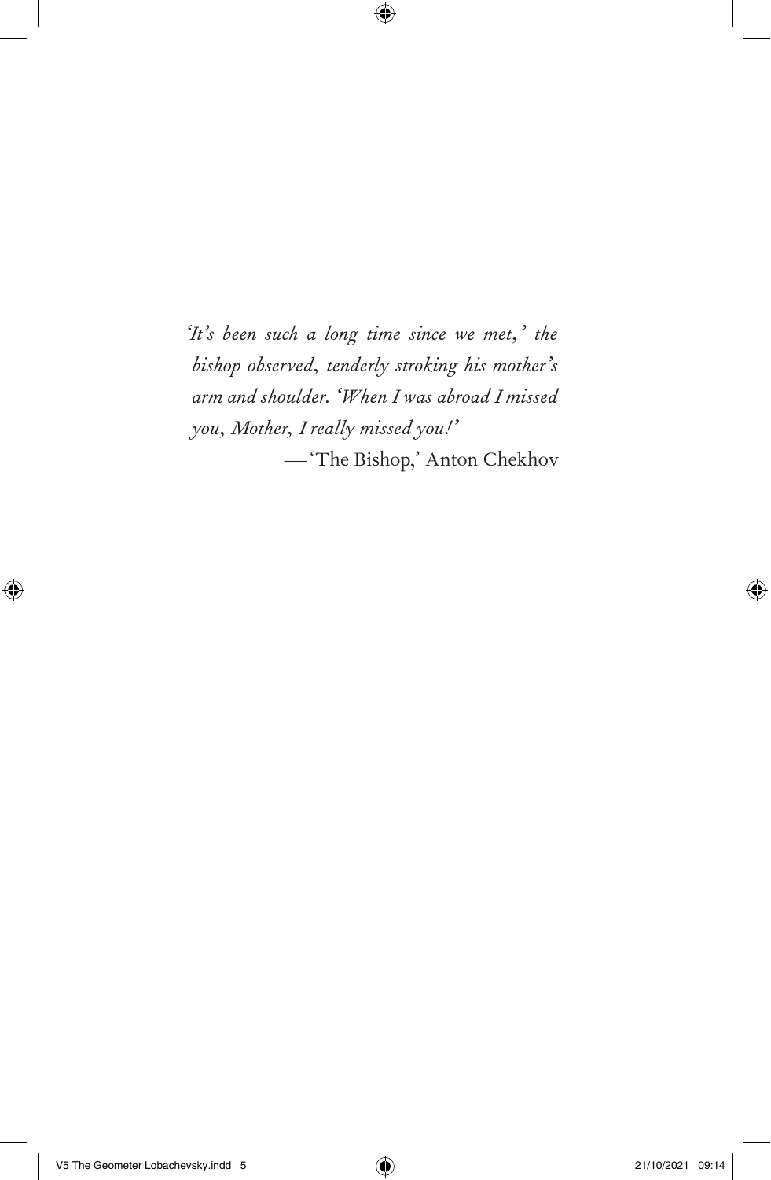*'It's been such a long time since we met,' the bishop observed, tenderly stroking his mother's arm and shoulder. 'When I was abroad I missed you, Mother, I really missed you!'*

— 'The Bishop,' Anton Chekhov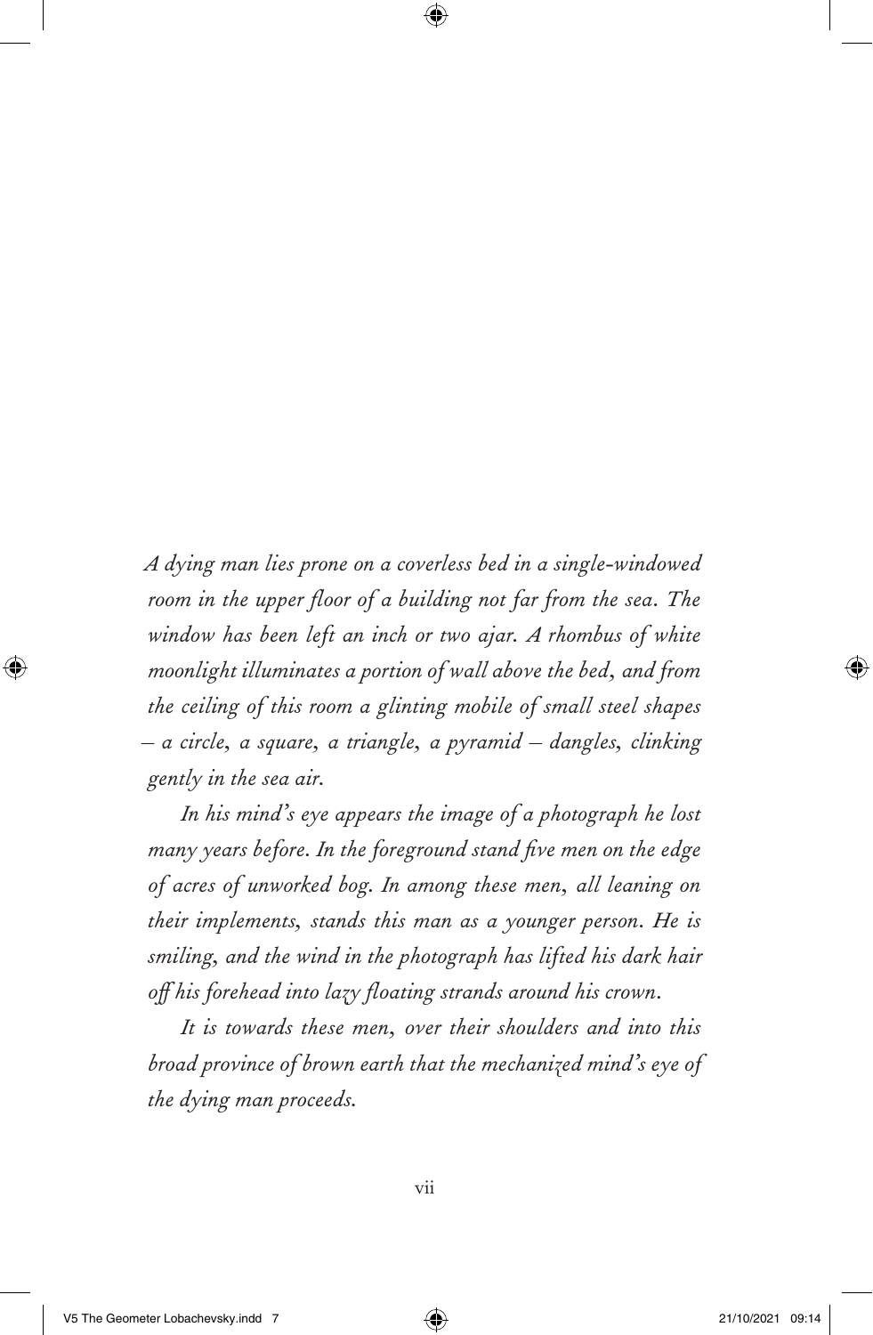*A dying man lies prone on a coverless bed in a single-windowed room in the upper floor of a building not far from the sea. The window has been left an inch or two ajar. A rhombus of white moonlight illuminates a portion of wall above the bed, and from the ceiling of this room a glinting mobile of small steel shapes – a circle, a square, a triangle, a pyramid – dangles, clinking gently in the sea air.*

*In his mind's eye appears the image of a photograph he lost many years before. In the foreground stand five men on the edge of acres of unworked bog. In among these men, all leaning on their implements, stands this man as a younger person. He is smiling, and the wind in the photograph has lifted his dark hair off his forehead into lazy floating strands around his crown.*

*It is towards these men, over their shoulders and into this broad province of brown earth that the mechanized mind's eye of the dying man proceeds.*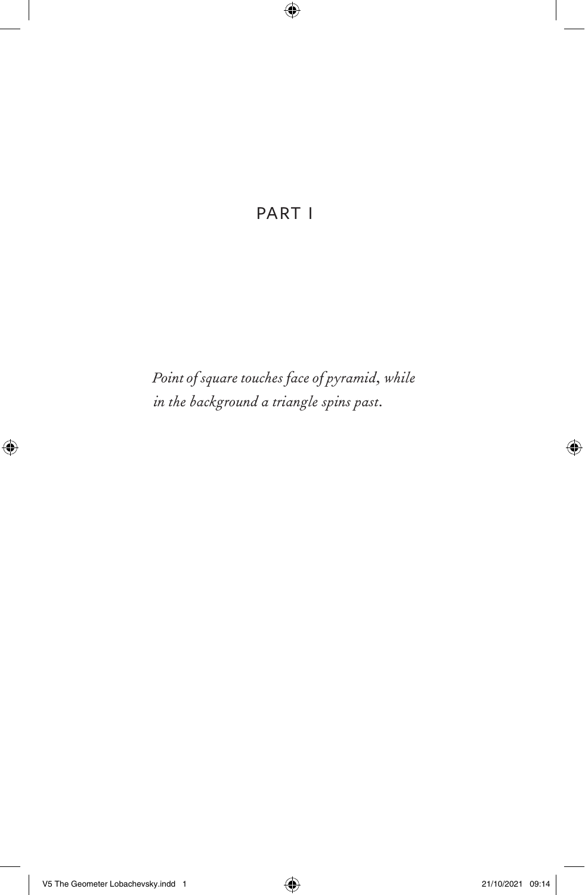# PART I

*Point of square touches face of pyramid, while in the background a triangle spins past.*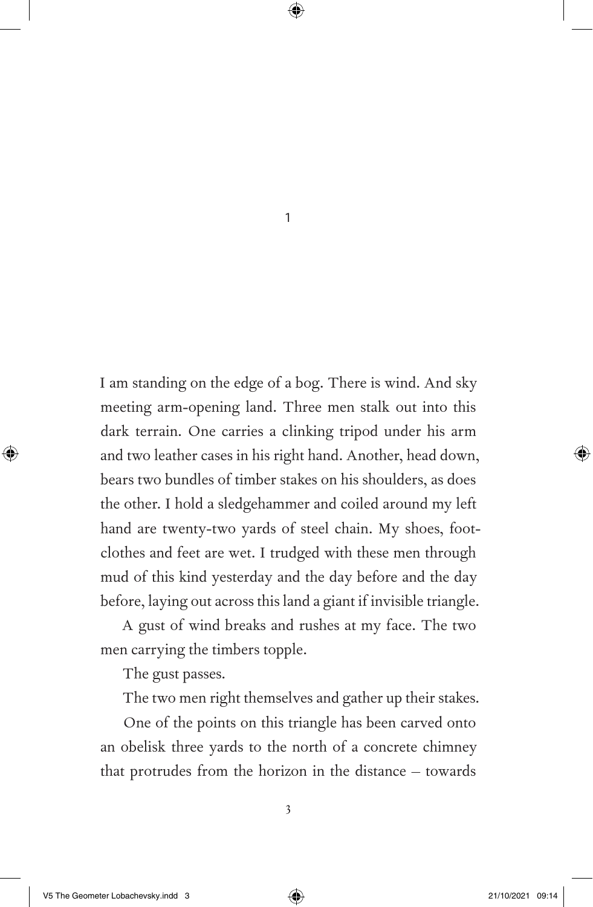# 1

I am standing on the edge of a bog. There is wind. And sky meeting arm-opening land. Three men stalk out into this dark terrain. One carries a clinking tripod under his arm and two leather cases in his right hand. Another, head down, bears two bundles of timber stakes on his shoulders, as does the other. I hold a sledgehammer and coiled around my left hand are twenty-two yards of steel chain. My shoes, foot-clothes and feet are wet. I trudged with these men through mud of this kind yesterday and the day before and the day before, laying out across this land a giant if invisible triangle.

A gust of wind breaks and rushes at my face. The two men carrying the timbers topple.

The gust passes.

The two men right themselves and gather up their stakes.

One of the points on this triangle has been carved onto an obelisk three yards to the north of a concrete chimney that protrudes from the horizon in the distance – towards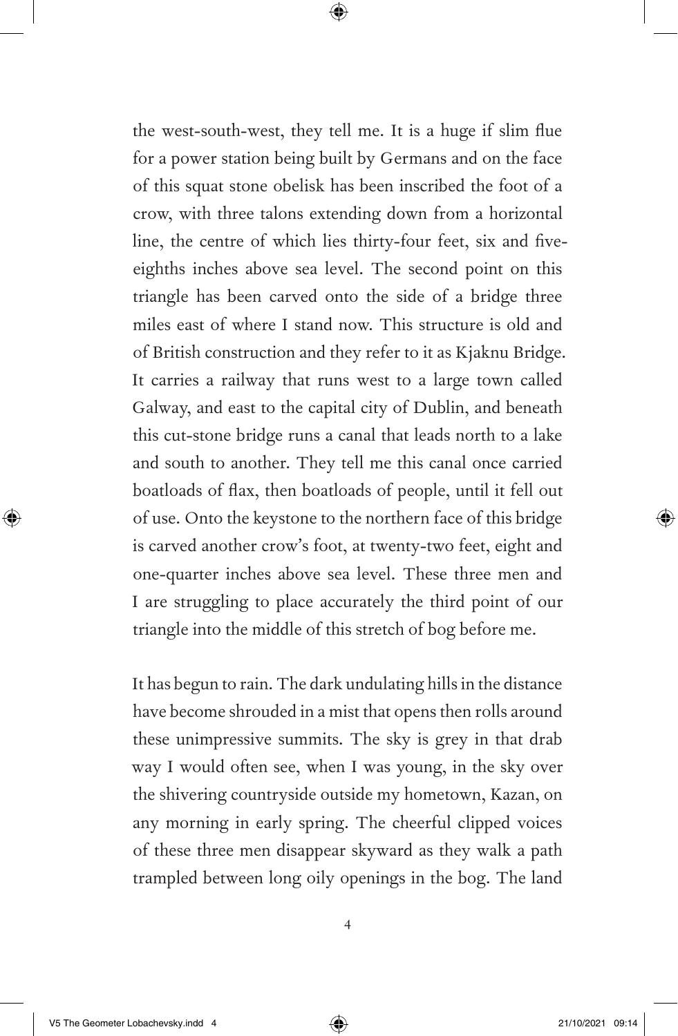the west-south-west, they tell me. It is a huge if slim flue for a power station being built by Germans and on the face of this squat stone obelisk has been inscribed the foot of a crow, with three talons extending down from a horizontal line, the centre of which lies thirty-four feet, six and five-eighths inches above sea level. The second point on this triangle has been carved onto the side of a bridge three miles east of where I stand now. This structure is old and of British construction and they refer to it as Kjaknu Bridge. It carries a railway that runs west to a large town called Galway, and east to the capital city of Dublin, and beneath this cut-stone bridge runs a canal that leads north to a lake and south to another. They tell me this canal once carried boatloads of flax, then boatloads of people, until it fell out of use. Onto the keystone to the northern face of this bridge is carved another crow's foot, at twenty-two feet, eight and one-quarter inches above sea level. These three men and I are struggling to place accurately the third point of our triangle into the middle of this stretch of bog before me.

It has begun to rain. The dark undulating hills in the distance have become shrouded in a mist that opens then rolls around these unimpressive summits. The sky is grey in that drab way I would often see, when I was young, in the sky over the shivering countryside outside my hometown, Kazan, on any morning in early spring. The cheerful clipped voices of these three men disappear skyward as they walk a path trampled between long oily openings in the bog. The land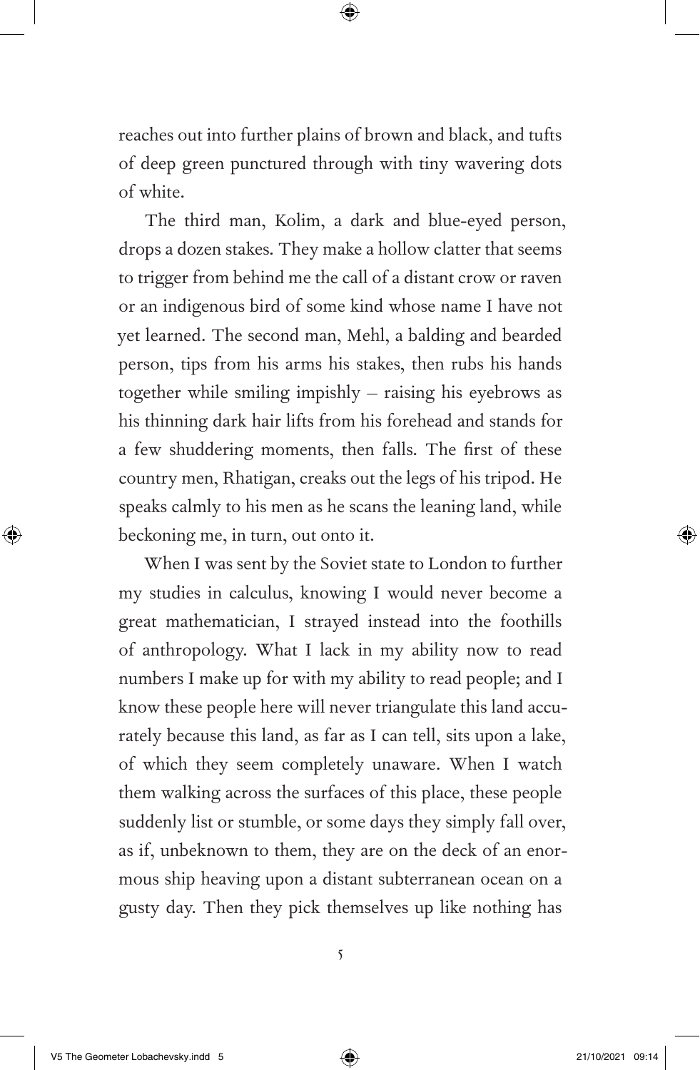reaches out into further plains of brown and black, and tufts of deep green punctured through with tiny wavering dots of white.

The third man, Kolim, a dark and blue-eyed person, drops a dozen stakes. They make a hollow clatter that seems to trigger from behind me the call of a distant crow or raven or an indigenous bird of some kind whose name I have not yet learned. The second man, Mehl, a balding and bearded person, tips from his arms his stakes, then rubs his hands together while smiling impishly – raising his eyebrows as his thinning dark hair lifts from his forehead and stands for a few shuddering moments, then falls. The first of these country men, Rhatigan, creaks out the legs of his tripod. He speaks calmly to his men as he scans the leaning land, while beckoning me, in turn, out onto it.

When I was sent by the Soviet state to London to further my studies in calculus, knowing I would never become a great mathematician, I strayed instead into the foothills of anthropology. What I lack in my ability now to read numbers I make up for with my ability to read people; and I know these people here will never triangulate this land accurately because this land, as far as I can tell, sits upon a lake, of which they seem completely unaware. When I watch them walking across the surfaces of this place, these people suddenly list or stumble, or some days they simply fall over, as if, unbeknown to them, they are on the deck of an enormous ship heaving upon a distant subterranean ocean on a gusty day. Then they pick themselves up like nothing has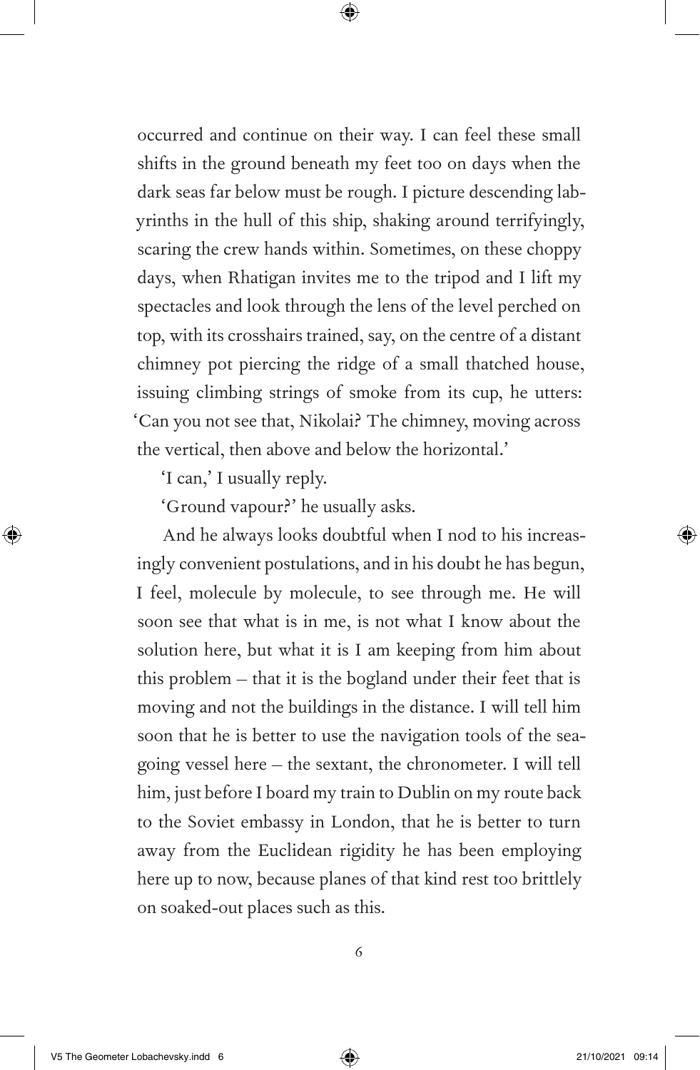occurred and continue on their way. I can feel these small shifts in the ground beneath my feet too on days when the dark seas far below must be rough. I picture descending labyrinths in the hull of this ship, shaking around terrifyingly, scaring the crew hands within. Sometimes, on these choppy days, when Rhatigan invites me to the tripod and I lift my spectacles and look through the lens of the level perched on top, with its crosshairs trained, say, on the centre of a distant chimney pot piercing the ridge of a small thatched house, issuing climbing strings of smoke from its cup, he utters: 'Can you not see that, Nikolai? The chimney, moving across the vertical, then above and below the horizontal.'

'I can,' I usually reply.

'Ground vapour?' he usually asks.

And he always looks doubtful when I nod to his increasingly convenient postulations, and in his doubt he has begun, I feel, molecule by molecule, to see through me. He will soon see that what is in me, is not what I know about the solution here, but what it is I am keeping from him about this problem – that it is the bogland under their feet that is moving and not the buildings in the distance. I will tell him soon that he is better to use the navigation tools of the seagoing vessel here – the sextant, the chronometer. I will tell him, just before I board my train to Dublin on my route back to the Soviet embassy in London, that he is better to turn away from the Euclidean rigidity he has been employing here up to now, because planes of that kind rest too brittlely on soaked-out places such as this.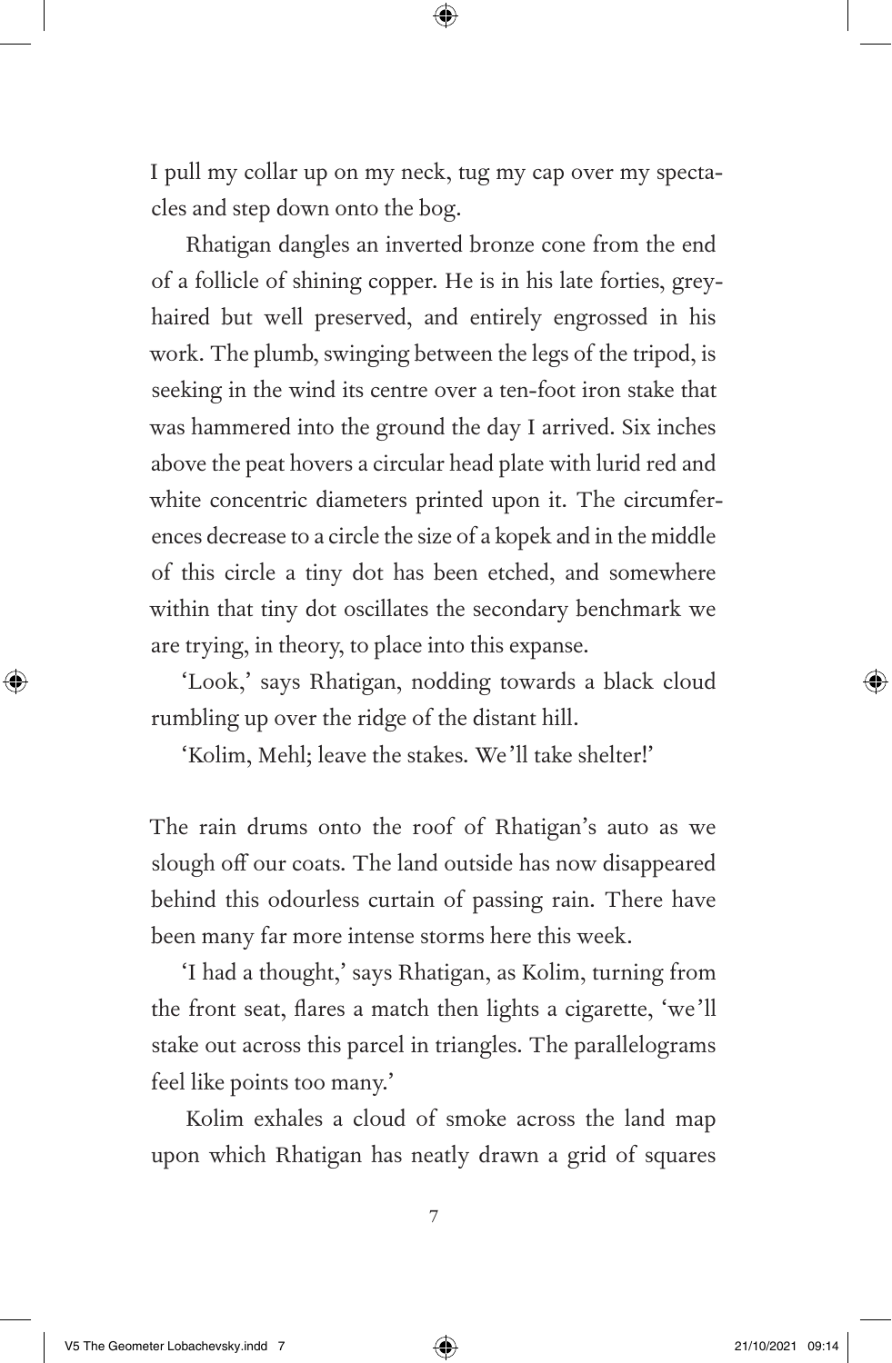I pull my collar up on my neck, tug my cap over my spectacles and step down onto the bog.

Rhatigan dangles an inverted bronze cone from the end of a follicle of shining copper. He is in his late forties, grey-haired but well preserved, and entirely engrossed in his work. The plumb, swinging between the legs of the tripod, is seeking in the wind its centre over a ten-foot iron stake that was hammered into the ground the day I arrived. Six inches above the peat hovers a circular head plate with lurid red and white concentric diameters printed upon it. The circumferences decrease to a circle the size of a kopek and in the middle of this circle a tiny dot has been etched, and somewhere within that tiny dot oscillates the secondary benchmark we are trying, in theory, to place into this expanse.

'Look,' says Rhatigan, nodding towards a black cloud rumbling up over the ridge of the distant hill.

'Kolim, Mehl; leave the stakes. We'll take shelter!'

The rain drums onto the roof of Rhatigan's auto as we slough off our coats. The land outside has now disappeared behind this odourless curtain of passing rain. There have been many far more intense storms here this week.

'I had a thought,' says Rhatigan, as Kolim, turning from the front seat, flares a match then lights a cigarette, 'we'll stake out across this parcel in triangles. The parallelograms feel like points too many.'

Kolim exhales a cloud of smoke across the land map upon which Rhatigan has neatly drawn a grid of squares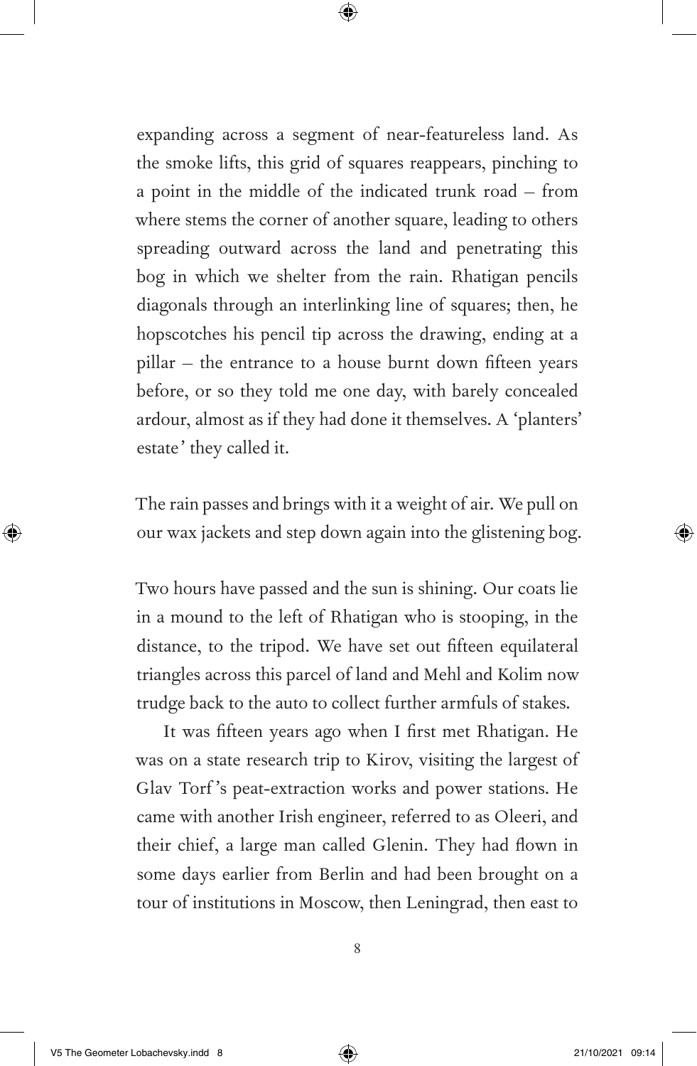expanding across a segment of near-featureless land. As the smoke lifts, this grid of squares reappears, pinching to a point in the middle of the indicated trunk road – from where stems the corner of another square, leading to others spreading outward across the land and penetrating this bog in which we shelter from the rain. Rhatigan pencils diagonals through an interlinking line of squares; then, he hopscotches his pencil tip across the drawing, ending at a pillar – the entrance to a house burnt down fifteen years before, or so they told me one day, with barely concealed ardour, almost as if they had done it themselves. A 'planters' estate' they called it.

The rain passes and brings with it a weight of air. We pull on our wax jackets and step down again into the glistening bog.

Two hours have passed and the sun is shining. Our coats lie in a mound to the left of Rhatigan who is stooping, in the distance, to the tripod. We have set out fifteen equilateral triangles across this parcel of land and Mehl and Kolim now trudge back to the auto to collect further armfuls of stakes.

It was fifteen years ago when I first met Rhatigan. He was on a state research trip to Kirov, visiting the largest of Glav Torf's peat-extraction works and power stations. He came with another Irish engineer, referred to as Oleeri, and their chief, a large man called Glenin. They had flown in some days earlier from Berlin and had been brought on a tour of institutions in Moscow, then Leningrad, then east to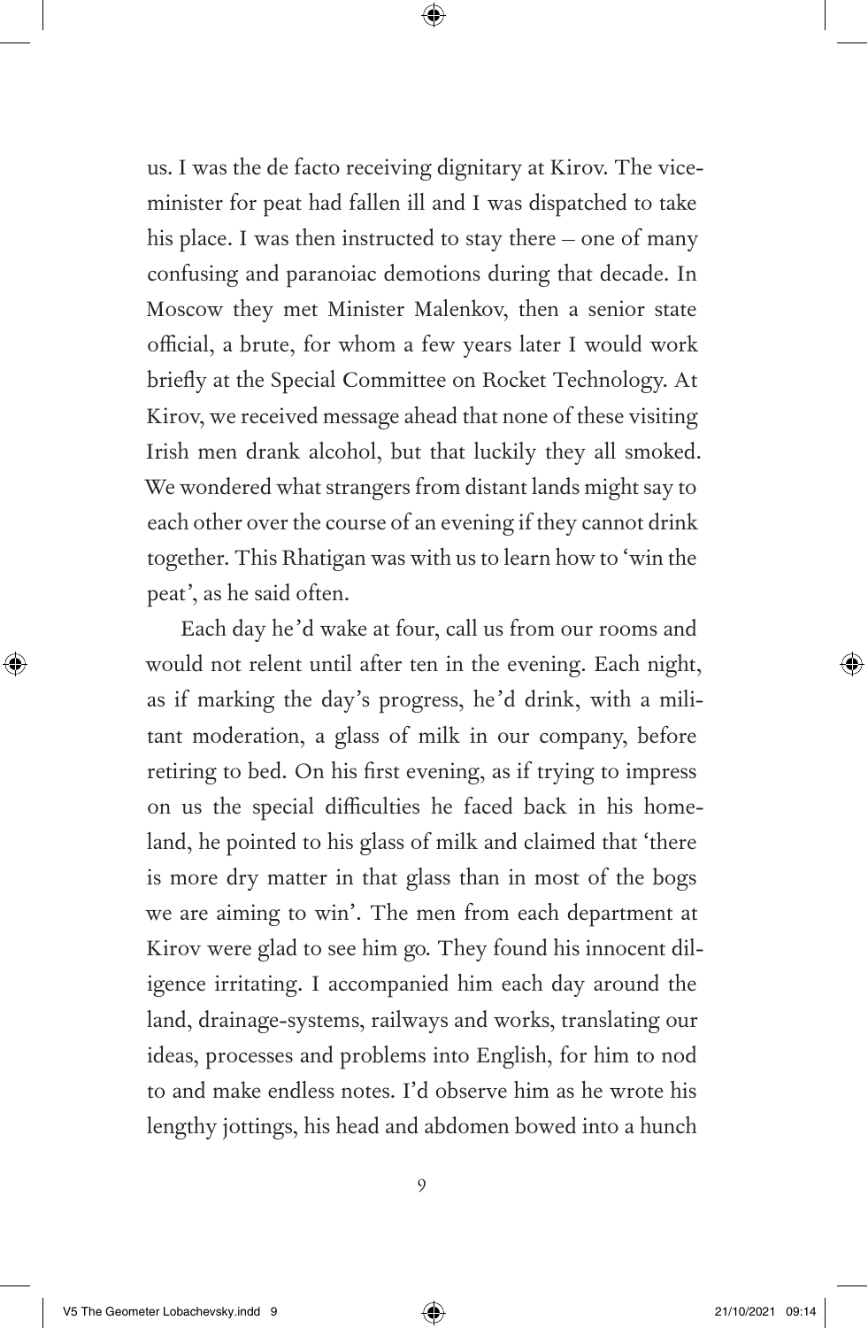us. I was the de facto receiving dignitary at Kirov. The vice-minister for peat had fallen ill and I was dispatched to take his place. I was then instructed to stay there – one of many confusing and paranoiac demotions during that decade. In Moscow they met Minister Malenkov, then a senior state official, a brute, for whom a few years later I would work briefly at the Special Committee on Rocket Technology. At Kirov, we received message ahead that none of these visiting Irish men drank alcohol, but that luckily they all smoked. We wondered what strangers from distant lands might say to each other over the course of an evening if they cannot drink together. This Rhatigan was with us to learn how to 'win the peat', as he said often.

Each day he'd wake at four, call us from our rooms and would not relent until after ten in the evening. Each night, as if marking the day's progress, he'd drink, with a militant moderation, a glass of milk in our company, before retiring to bed. On his first evening, as if trying to impress on us the special difficulties he faced back in his homeland, he pointed to his glass of milk and claimed that 'there is more dry matter in that glass than in most of the bogs we are aiming to win'. The men from each department at Kirov were glad to see him go. They found his innocent diligence irritating. I accompanied him each day around the land, drainage-systems, railways and works, translating our ideas, processes and problems into English, for him to nod to and make endless notes. I'd observe him as he wrote his lengthy jottings, his head and abdomen bowed into a hunch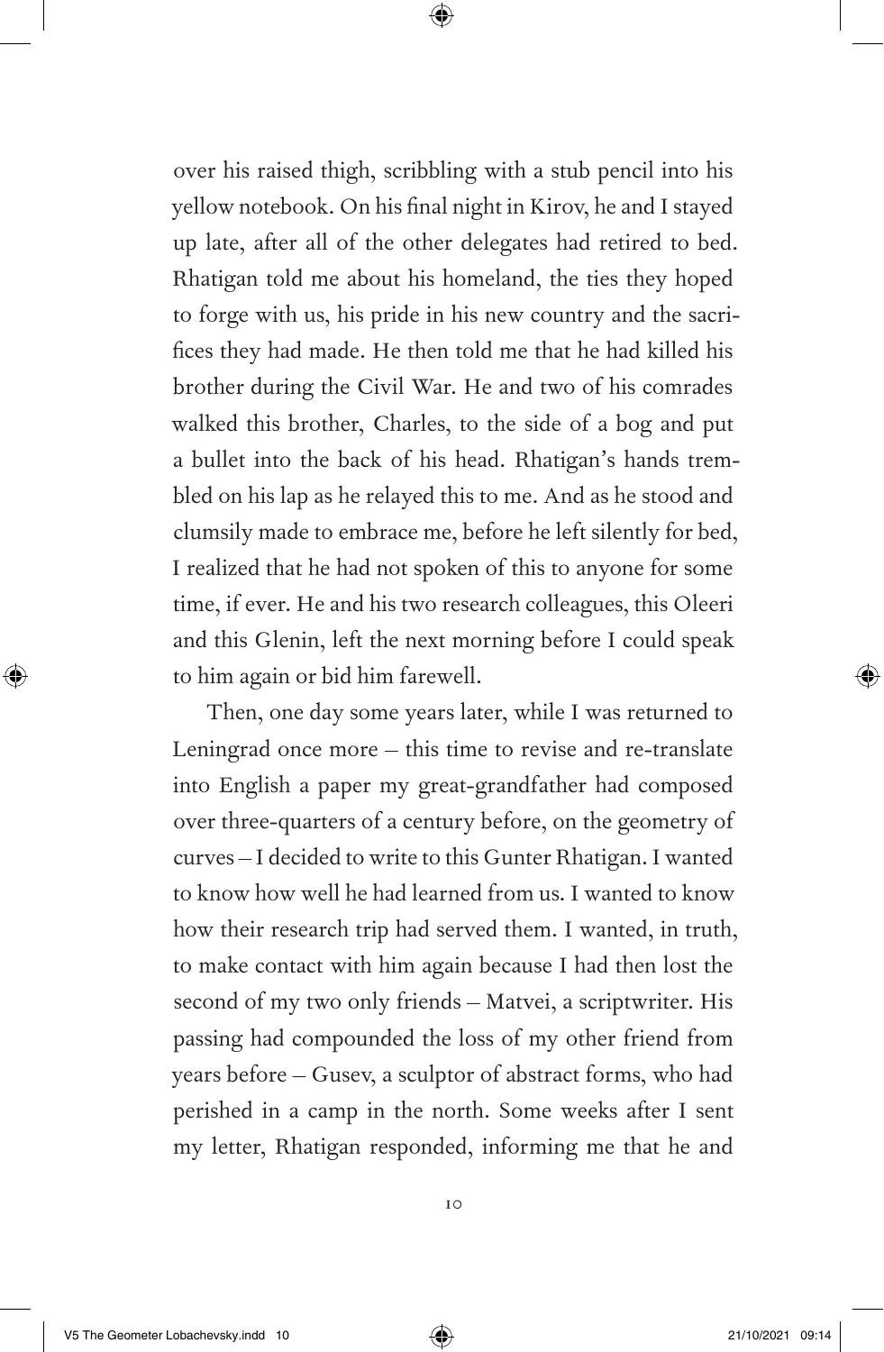over his raised thigh, scribbling with a stub pencil into his yellow notebook. On his final night in Kirov, he and I stayed up late, after all of the other delegates had retired to bed. Rhatigan told me about his homeland, the ties they hoped to forge with us, his pride in his new country and the sacrifices they had made. He then told me that he had killed his brother during the Civil War. He and two of his comrades walked this brother, Charles, to the side of a bog and put a bullet into the back of his head. Rhatigan's hands trembled on his lap as he relayed this to me. And as he stood and clumsily made to embrace me, before he left silently for bed, I realized that he had not spoken of this to anyone for some time, if ever. He and his two research colleagues, this Oleeri and this Glenin, left the next morning before I could speak to him again or bid him farewell.

Then, one day some years later, while I was returned to Leningrad once more – this time to revise and re-translate into English a paper my great-grandfather had composed over three-quarters of a century before, on the geometry of curves – I decided to write to this Gunter Rhatigan. I wanted to know how well he had learned from us. I wanted to know how their research trip had served them. I wanted, in truth, to make contact with him again because I had then lost the second of my two only friends – Matvei, a scriptwriter. His passing had compounded the loss of my other friend from years before – Gusev, a sculptor of abstract forms, who had perished in a camp in the north. Some weeks after I sent my letter, Rhatigan responded, informing me that he and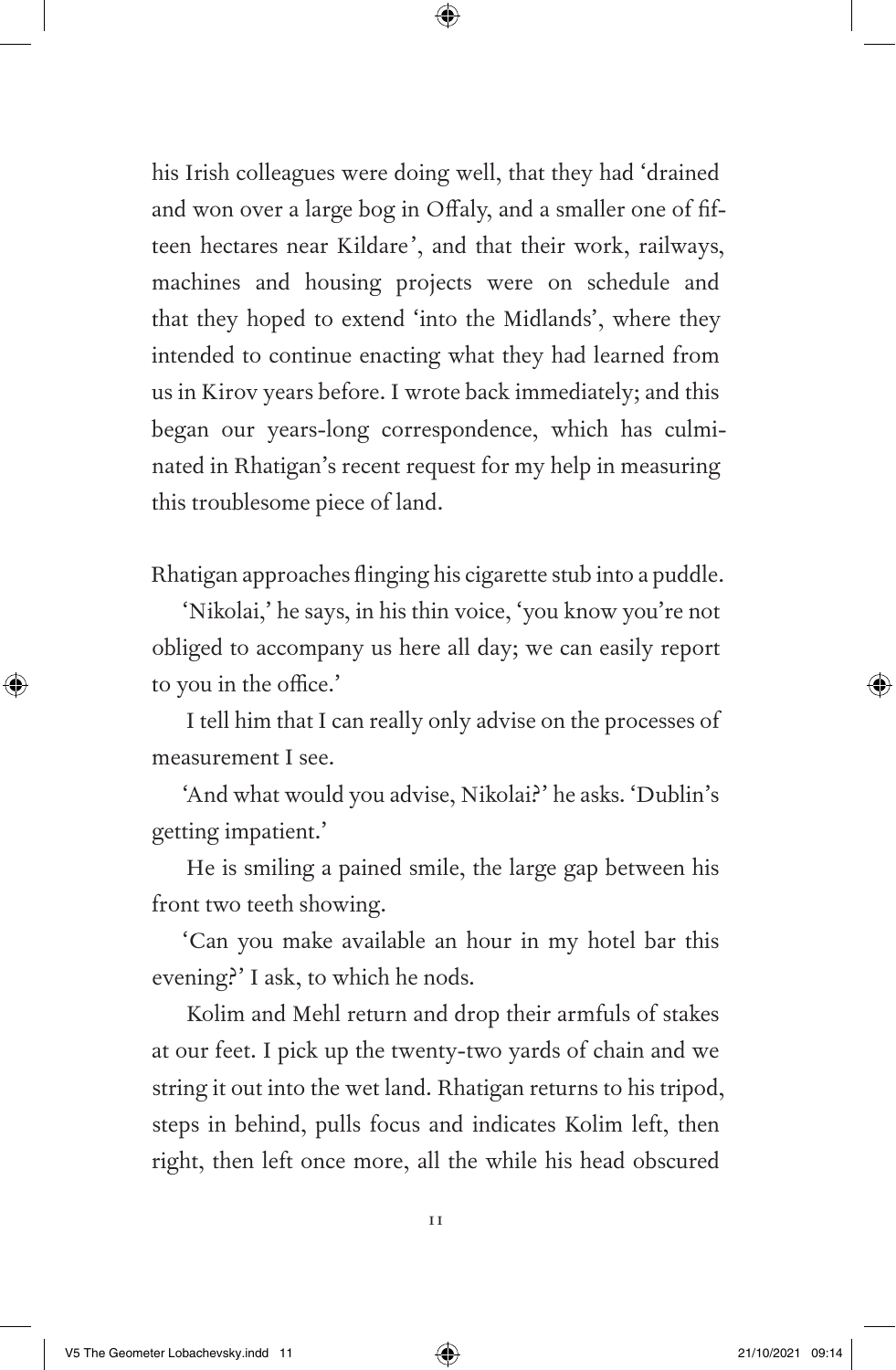his Irish colleagues were doing well, that they had 'drained and won over a large bog in Offaly, and a smaller one of fifteen hectares near Kildare', and that their work, railways, machines and housing projects were on schedule and that they hoped to extend 'into the Midlands', where they intended to continue enacting what they had learned from us in Kirov years before. I wrote back immediately; and this began our years-long correspondence, which has culminated in Rhatigan's recent request for my help in measuring this troublesome piece of land.

Rhatigan approaches flinging his cigarette stub into a puddle.

'Nikolai,' he says, in his thin voice, 'you know you're not obliged to accompany us here all day; we can easily report to you in the office.'

I tell him that I can really only advise on the processes of measurement I see.

'And what would you advise, Nikolai?' he asks. 'Dublin's getting impatient.'

He is smiling a pained smile, the large gap between his front two teeth showing.

'Can you make available an hour in my hotel bar this evening?' I ask, to which he nods.

Kolim and Mehl return and drop their armfuls of stakes at our feet. I pick up the twenty-two yards of chain and we string it out into the wet land. Rhatigan returns to his tripod, steps in behind, pulls focus and indicates Kolim left, then right, then left once more, all the while his head obscured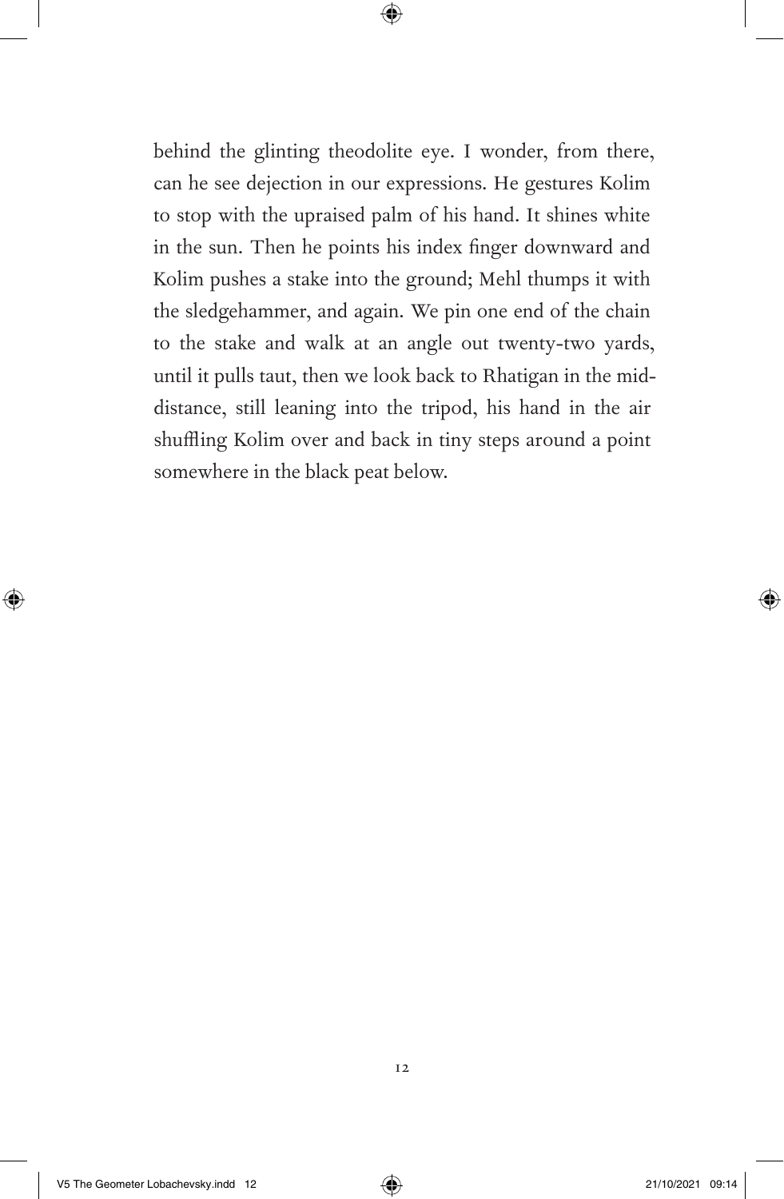behind the glinting theodolite eye. I wonder, from there, can he see dejection in our expressions. He gestures Kolim to stop with the upraised palm of his hand. It shines white in the sun. Then he points his index finger downward and Kolim pushes a stake into the ground; Mehl thumps it with the sledgehammer, and again. We pin one end of the chain to the stake and walk at an angle out twenty-two yards, until it pulls taut, then we look back to Rhatigan in the mid-distance, still leaning into the tripod, his hand in the air shuffling Kolim over and back in tiny steps around a point somewhere in the black peat below.